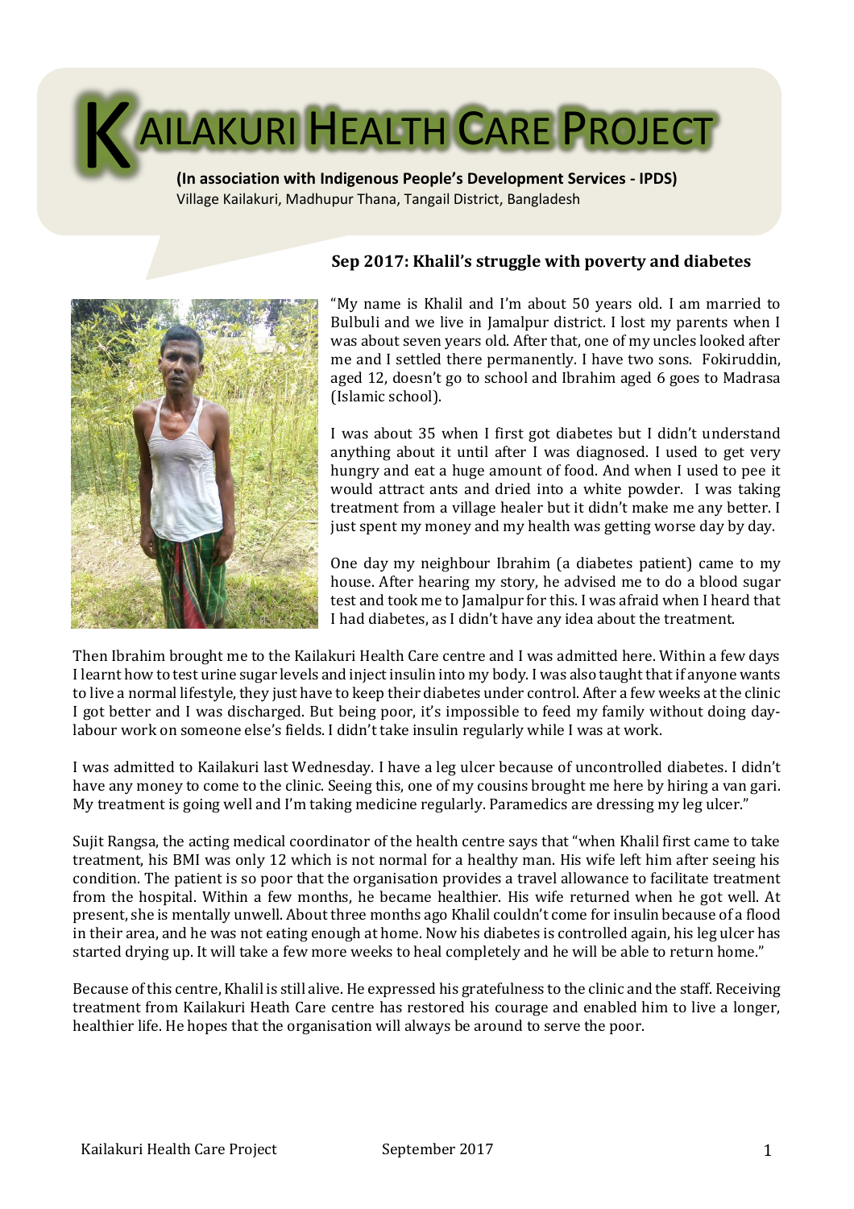# KAILAKURI HEALTH CARE PROJECT

**(In association with Indigenous People's Development Services - IPDS)**
Village Kailakuri, Madhupur Thana, Tangail District, Bangladesh

## Sep 2017: Khalil's struggle with poverty and diabetes

"My name is Khalil and I'm about 50 years old. I am married to Bulbuli and we live in Jamalpur district. I lost my parents when I was about seven years old. After that, one of my uncles looked after me and I settled there permanently. I have two sons. Fokiruddin, aged 12, doesn't go to school and Ibrahim aged 6 goes to Madrasa (Islamic school).

I was about 35 when I first got diabetes but I didn't understand anything about it until after I was diagnosed. I used to get very hungry and eat a huge amount of food. And when I used to pee it would attract ants and dried into a white powder. I was taking treatment from a village healer but it didn't make me any better. I just spent my money and my health was getting worse day by day.

One day my neighbour Ibrahim (a diabetes patient) came to my house. After hearing my story, he advised me to do a blood sugar test and took me to Jamalpur for this. I was afraid when I heard that I had diabetes, as I didn't have any idea about the treatment.

Then Ibrahim brought me to the Kailakuri Health Care centre and I was admitted here. Within a few days I learnt how to test urine sugar levels and inject insulin into my body. I was also taught that if anyone wants to live a normal lifestyle, they just have to keep their diabetes under control. After a few weeks at the clinic I got better and I was discharged. But being poor, it's impossible to feed my family without doing day-labour work on someone else's fields. I didn't take insulin regularly while I was at work.

I was admitted to Kailakuri last Wednesday. I have a leg ulcer because of uncontrolled diabetes. I didn't have any money to come to the clinic. Seeing this, one of my cousins brought me here by hiring a van gari. My treatment is going well and I'm taking medicine regularly. Paramedics are dressing my leg ulcer."

Sujit Rangsa, the acting medical coordinator of the health centre says that "when Khalil first came to take treatment, his BMI was only 12 which is not normal for a healthy man. His wife left him after seeing his condition. The patient is so poor that the organisation provides a travel allowance to facilitate treatment from the hospital. Within a few months, he became healthier. His wife returned when he got well. At present, she is mentally unwell. About three months ago Khalil couldn't come for insulin because of a flood in their area, and he was not eating enough at home. Now his diabetes is controlled again, his leg ulcer has started drying up. It will take a few more weeks to heal completely and he will be able to return home."

Because of this centre, Khalil is still alive. He expressed his gratefulness to the clinic and the staff. Receiving treatment from Kailakuri Heath Care centre has restored his courage and enabled him to live a longer, healthier life. He hopes that the organisation will always be around to serve the poor.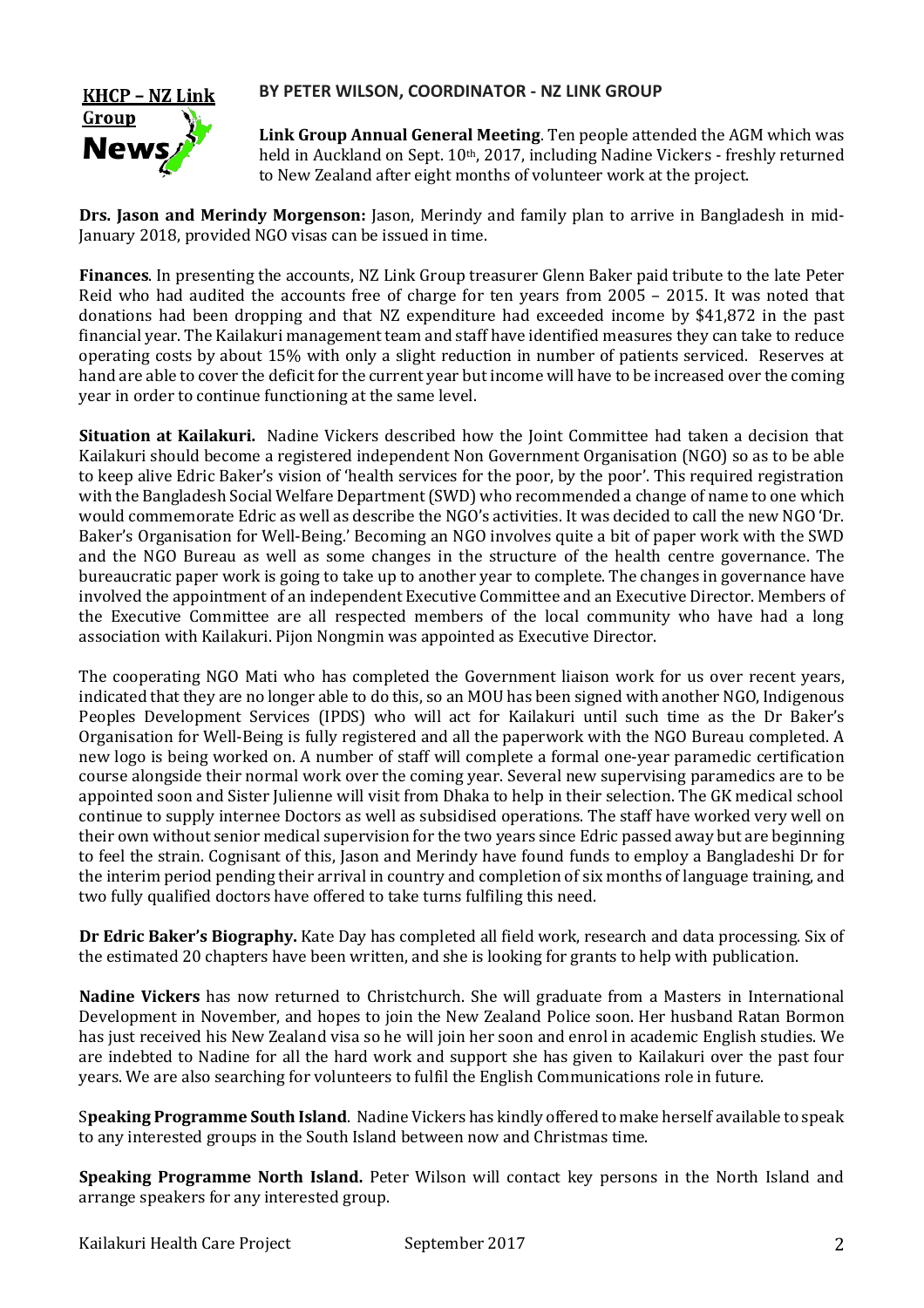**KHCP – NZ Link Group News**

**BY PETER WILSON, COORDINATOR - NZ LINK GROUP**

**Link Group Annual General Meeting**. Ten people attended the AGM which was held in Auckland on Sept. 10th, 2017, including Nadine Vickers - freshly returned to New Zealand after eight months of volunteer work at the project.

**Drs. Jason and Merindy Morgenson:** Jason, Merindy and family plan to arrive in Bangladesh in mid-January 2018, provided NGO visas can be issued in time.

**Finances**. In presenting the accounts, NZ Link Group treasurer Glenn Baker paid tribute to the late Peter Reid who had audited the accounts free of charge for ten years from 2005 – 2015. It was noted that donations had been dropping and that NZ expenditure had exceeded income by $41,872 in the past financial year. The Kailakuri management team and staff have identified measures they can take to reduce operating costs by about 15% with only a slight reduction in number of patients serviced. Reserves at hand are able to cover the deficit for the current year but income will have to be increased over the coming year in order to continue functioning at the same level.

**Situation at Kailakuri.** Nadine Vickers described how the Joint Committee had taken a decision that Kailakuri should become a registered independent Non Government Organisation (NGO) so as to be able to keep alive Edric Baker's vision of 'health services for the poor, by the poor'. This required registration with the Bangladesh Social Welfare Department (SWD) who recommended a change of name to one which would commemorate Edric as well as describe the NGO's activities. It was decided to call the new NGO 'Dr. Baker's Organisation for Well-Being.' Becoming an NGO involves quite a bit of paper work with the SWD and the NGO Bureau as well as some changes in the structure of the health centre governance. The bureaucratic paper work is going to take up to another year to complete. The changes in governance have involved the appointment of an independent Executive Committee and an Executive Director. Members of the Executive Committee are all respected members of the local community who have had a long association with Kailakuri. Pijon Nongmin was appointed as Executive Director.

The cooperating NGO Mati who has completed the Government liaison work for us over recent years, indicated that they are no longer able to do this, so an MOU has been signed with another NGO, Indigenous Peoples Development Services (IPDS) who will act for Kailakuri until such time as the Dr Baker's Organisation for Well-Being is fully registered and all the paperwork with the NGO Bureau completed. A new logo is being worked on. A number of staff will complete a formal one-year paramedic certification course alongside their normal work over the coming year. Several new supervising paramedics are to be appointed soon and Sister Julienne will visit from Dhaka to help in their selection. The GK medical school continue to supply internee Doctors as well as subsidised operations. The staff have worked very well on their own without senior medical supervision for the two years since Edric passed away but are beginning to feel the strain. Cognisant of this, Jason and Merindy have found funds to employ a Bangladeshi Dr for the interim period pending their arrival in country and completion of six months of language training, and two fully qualified doctors have offered to take turns fulfiling this need.

**Dr Edric Baker's Biography.** Kate Day has completed all field work, research and data processing. Six of the estimated 20 chapters have been written, and she is looking for grants to help with publication.

**Nadine Vickers** has now returned to Christchurch. She will graduate from a Masters in International Development in November, and hopes to join the New Zealand Police soon. Her husband Ratan Bormon has just received his New Zealand visa so he will join her soon and enrol in academic English studies. We are indebted to Nadine for all the hard work and support she has given to Kailakuri over the past four years. We are also searching for volunteers to fulfil the English Communications role in future.

**Speaking Programme South Island**. Nadine Vickers has kindly offered to make herself available to speak to any interested groups in the South Island between now and Christmas time.

**Speaking Programme North Island.** Peter Wilson will contact key persons in the North Island and arrange speakers for any interested group.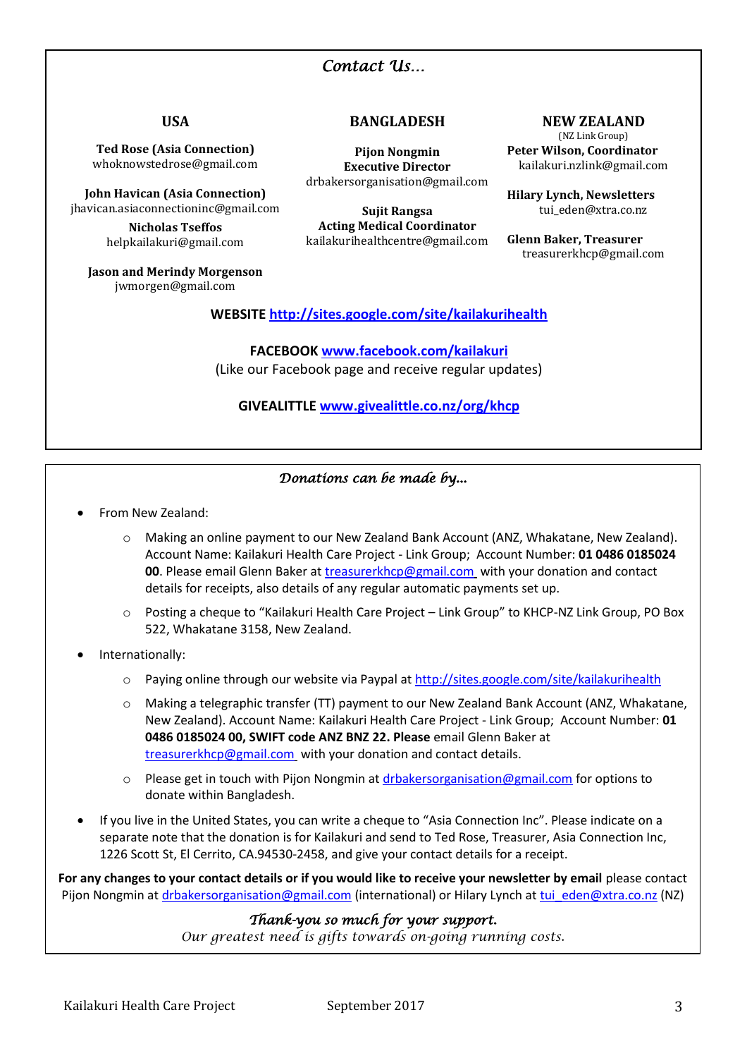## *Contact Us…*

### USA

**Ted Rose (Asia Connection)**
whoknowstedrose@gmail.com

**John Havican (Asia Connection)**
jhavican.asiaconnectioninc@gmail.com

**Nicholas Tseffos**
helpkailakuri@gmail.com

**Jason and Merindy Morgenson**
jwmorgen@gmail.com

### BANGLADESH

**Pijon Nongmin**
**Executive Director**
drbakersorganisation@gmail.com

**Sujit Rangsa**
**Acting Medical Coordinator**
kailakurihealthcentre@gmail.com

### NEW ZEALAND

(NZ Link Group)

**Peter Wilson, Coordinator**
kailakuri.nzlink@gmail.com

**Hilary Lynch, Newsletters**
tui_eden@xtra.co.nz

**Glenn Baker, Treasurer**
treasurerkhcp@gmail.com

**WEBSITE** http://sites.google.com/site/kailakurihealth

**FACEBOOK** www.facebook.com/kailakuri
(Like our Facebook page and receive regular updates)

**GIVEALITTLE** www.givealittle.co.nz/org/khcp

## *Donations can be made by…*

- From New Zealand:
  - Making an online payment to our New Zealand Bank Account (ANZ, Whakatane, New Zealand). Account Name: Kailakuri Health Care Project - Link Group; Account Number: **01 0486 0185024 00**. Please email Glenn Baker at treasurerkhcp@gmail.com with your donation and contact details for receipts, also details of any regular automatic payments set up.
  - Posting a cheque to "Kailakuri Health Care Project – Link Group" to KHCP-NZ Link Group, PO Box 522, Whakatane 3158, New Zealand.
- Internationally:
  - Paying online through our website via Paypal at http://sites.google.com/site/kailakurihealth
  - Making a telegraphic transfer (TT) payment to our New Zealand Bank Account (ANZ, Whakatane, New Zealand). Account Name: Kailakuri Health Care Project - Link Group; Account Number: **01 0486 0185024 00, SWIFT code ANZ BNZ 22. Please** email Glenn Baker at treasurerkhcp@gmail.com with your donation and contact details.
  - Please get in touch with Pijon Nongmin at drbakersorganisation@gmail.com for options to donate within Bangladesh.
- If you live in the United States, you can write a cheque to "Asia Connection Inc". Please indicate on a separate note that the donation is for Kailakuri and send to Ted Rose, Treasurer, Asia Connection Inc, 1226 Scott St, El Cerrito, CA.94530-2458, and give your contact details for a receipt.

**For any changes to your contact details or if you would like to receive your newsletter by email** please contact Pijon Nongmin at drbakersorganisation@gmail.com (international) or Hilary Lynch at tui_eden@xtra.co.nz (NZ)

*Thank-you so much for your support.*
*Our greatest need is gifts towards on-going running costs.*